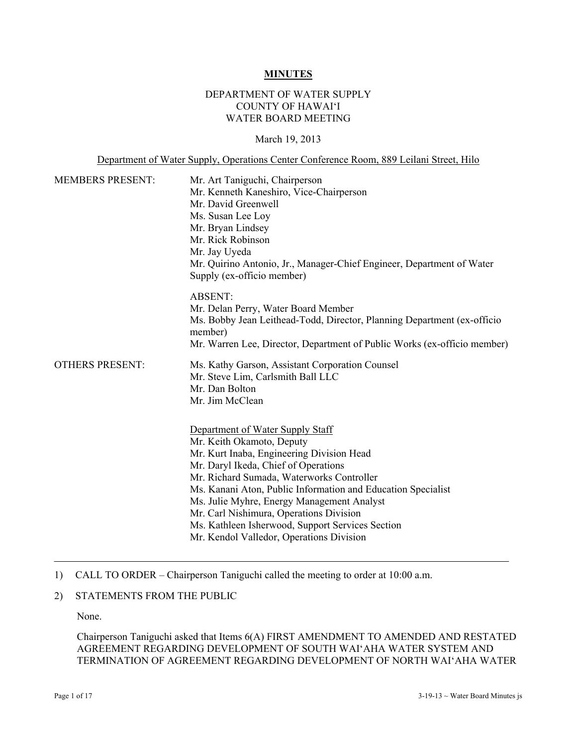# MINUTES

DEPARTMENT OF WATER SUPPLY
COUNTY OF HAWAIʻI
WATER BOARD MEETING

March 19, 2013

Department of Water Supply, Operations Center Conference Room, 889 Leilani Street, Hilo

MEMBERS PRESENT:

Mr. Art Taniguchi, Chairperson
Mr. Kenneth Kaneshiro, Vice-Chairperson
Mr. David Greenwell
Ms. Susan Lee Loy
Mr. Bryan Lindsey
Mr. Rick Robinson
Mr. Jay Uyeda
Mr. Quirino Antonio, Jr., Manager-Chief Engineer, Department of Water Supply (ex-officio member)

ABSENT:
Mr. Delan Perry, Water Board Member
Ms. Bobby Jean Leithead-Todd, Director, Planning Department (ex-officio member)
Mr. Warren Lee, Director, Department of Public Works (ex-officio member)

OTHERS PRESENT:

Ms. Kathy Garson, Assistant Corporation Counsel
Mr. Steve Lim, Carlsmith Ball LLC
Mr. Dan Bolton
Mr. Jim McClean

Department of Water Supply Staff
Mr. Keith Okamoto, Deputy
Mr. Kurt Inaba, Engineering Division Head
Mr. Daryl Ikeda, Chief of Operations
Mr. Richard Sumada, Waterworks Controller
Ms. Kanani Aton, Public Information and Education Specialist
Ms. Julie Myhre, Energy Management Analyst
Mr. Carl Nishimura, Operations Division
Ms. Kathleen Isherwood, Support Services Section
Mr. Kendol Valledor, Operations Division

---

1) CALL TO ORDER – Chairperson Taniguchi called the meeting to order at 10:00 a.m.

2) STATEMENTS FROM THE PUBLIC

None.

Chairperson Taniguchi asked that Items 6(A) FIRST AMENDMENT TO AMENDED AND RESTATED AGREEMENT REGARDING DEVELOPMENT OF SOUTH WAIʻAHA WATER SYSTEM AND TERMINATION OF AGREEMENT REGARDING DEVELOPMENT OF NORTH WAIʻAHA WATER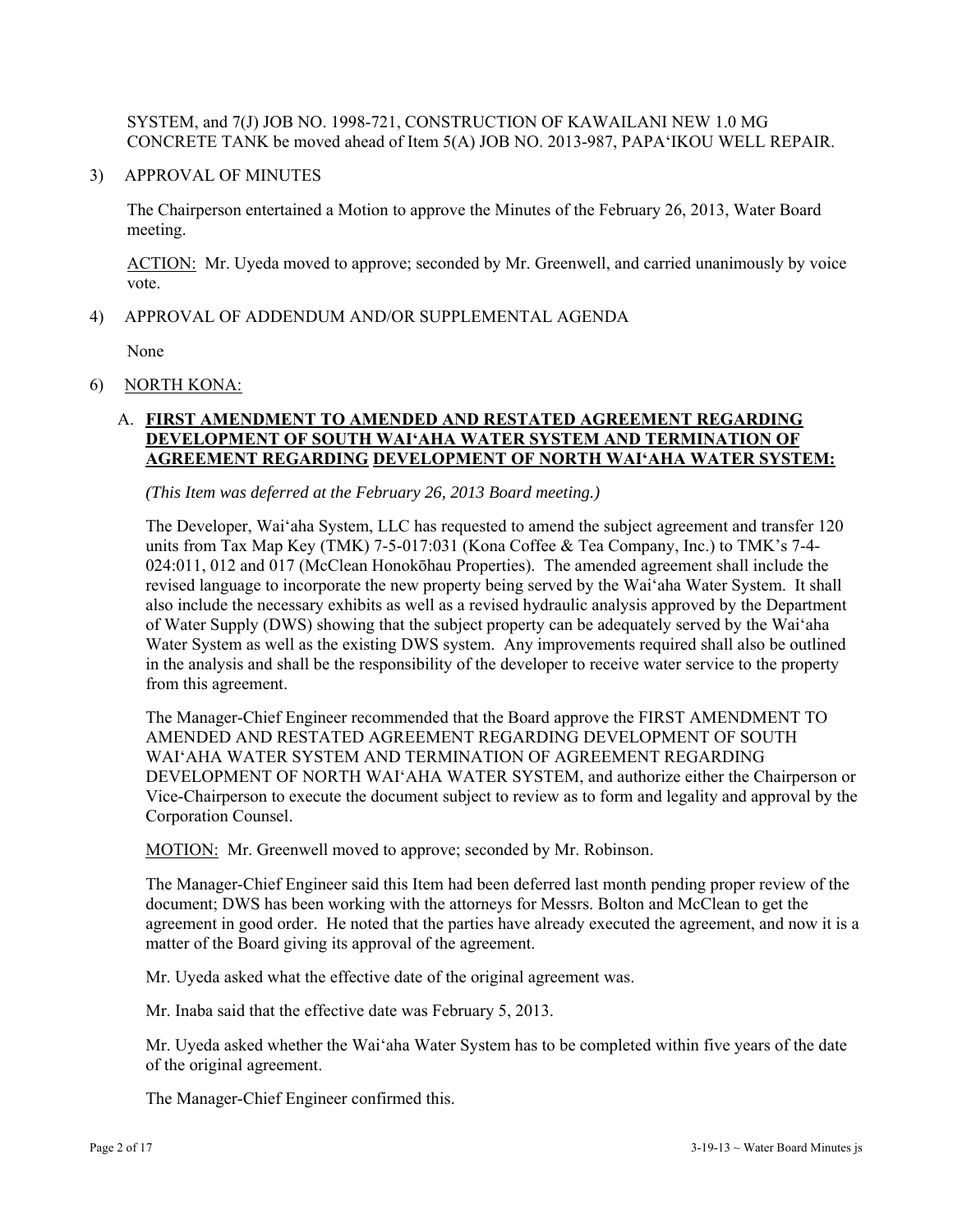SYSTEM, and 7(J) JOB NO. 1998-721, CONSTRUCTION OF KAWAILANI NEW 1.0 MG CONCRETE TANK be moved ahead of Item 5(A) JOB NO. 2013-987, PAPA'IKOU WELL REPAIR.

3) APPROVAL OF MINUTES

The Chairperson entertained a Motion to approve the Minutes of the February 26, 2013, Water Board meeting.

<u>ACTION:</u> Mr. Uyeda moved to approve; seconded by Mr. Greenwell, and carried unanimously by voice vote.

4) APPROVAL OF ADDENDUM AND/OR SUPPLEMENTAL AGENDA

None

6) <u>NORTH KONA:</u>

A. **<u>FIRST AMENDMENT TO AMENDED AND RESTATED AGREEMENT REGARDING DEVELOPMENT OF SOUTH WAI'AHA WATER SYSTEM AND TERMINATION OF AGREEMENT REGARDING DEVELOPMENT OF NORTH WAI'AHA WATER SYSTEM:</u>**

*(This Item was deferred at the February 26, 2013 Board meeting.)*

The Developer, Wai'aha System, LLC has requested to amend the subject agreement and transfer 120 units from Tax Map Key (TMK) 7-5-017:031 (Kona Coffee & Tea Company, Inc.) to TMK's 7-4-024:011, 012 and 017 (McClean Honokōhau Properties). The amended agreement shall include the revised language to incorporate the new property being served by the Wai'aha Water System. It shall also include the necessary exhibits as well as a revised hydraulic analysis approved by the Department of Water Supply (DWS) showing that the subject property can be adequately served by the Wai'aha Water System as well as the existing DWS system. Any improvements required shall also be outlined in the analysis and shall be the responsibility of the developer to receive water service to the property from this agreement.

The Manager-Chief Engineer recommended that the Board approve the FIRST AMENDMENT TO AMENDED AND RESTATED AGREEMENT REGARDING DEVELOPMENT OF SOUTH WAI'AHA WATER SYSTEM AND TERMINATION OF AGREEMENT REGARDING DEVELOPMENT OF NORTH WAI'AHA WATER SYSTEM, and authorize either the Chairperson or Vice-Chairperson to execute the document subject to review as to form and legality and approval by the Corporation Counsel.

<u>MOTION:</u> Mr. Greenwell moved to approve; seconded by Mr. Robinson.

The Manager-Chief Engineer said this Item had been deferred last month pending proper review of the document; DWS has been working with the attorneys for Messrs. Bolton and McClean to get the agreement in good order. He noted that the parties have already executed the agreement, and now it is a matter of the Board giving its approval of the agreement.

Mr. Uyeda asked what the effective date of the original agreement was.

Mr. Inaba said that the effective date was February 5, 2013.

Mr. Uyeda asked whether the Wai'aha Water System has to be completed within five years of the date of the original agreement.

The Manager-Chief Engineer confirmed this.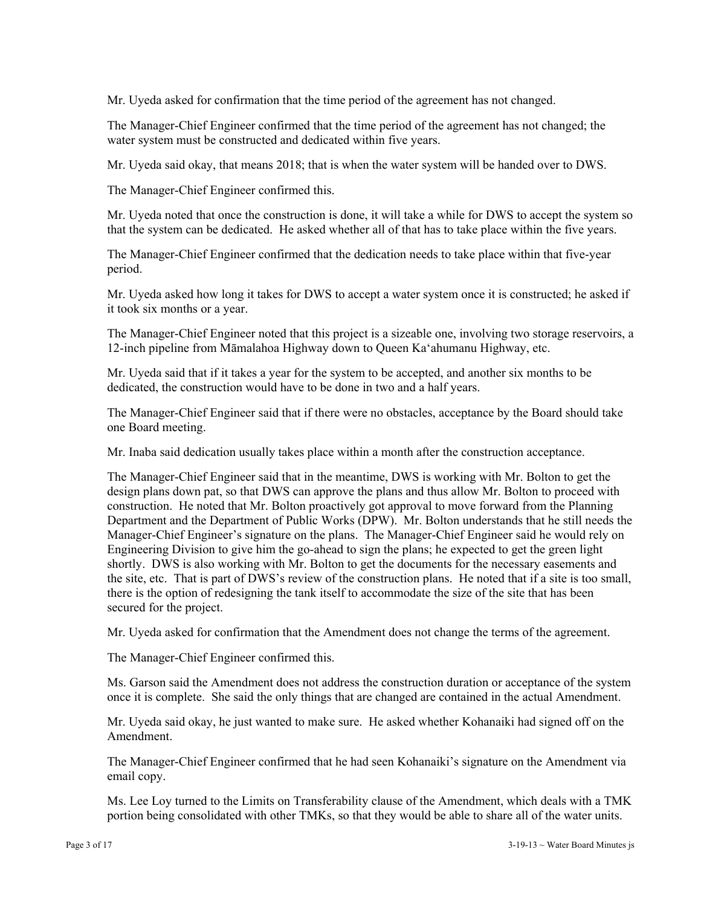Mr. Uyeda asked for confirmation that the time period of the agreement has not changed.

The Manager-Chief Engineer confirmed that the time period of the agreement has not changed; the water system must be constructed and dedicated within five years.

Mr. Uyeda said okay, that means 2018; that is when the water system will be handed over to DWS.

The Manager-Chief Engineer confirmed this.

Mr. Uyeda noted that once the construction is done, it will take a while for DWS to accept the system so that the system can be dedicated. He asked whether all of that has to take place within the five years.

The Manager-Chief Engineer confirmed that the dedication needs to take place within that five-year period.

Mr. Uyeda asked how long it takes for DWS to accept a water system once it is constructed; he asked if it took six months or a year.

The Manager-Chief Engineer noted that this project is a sizeable one, involving two storage reservoirs, a 12-inch pipeline from Māmalahoa Highway down to Queen Ka'ahumanu Highway, etc.

Mr. Uyeda said that if it takes a year for the system to be accepted, and another six months to be dedicated, the construction would have to be done in two and a half years.

The Manager-Chief Engineer said that if there were no obstacles, acceptance by the Board should take one Board meeting.

Mr. Inaba said dedication usually takes place within a month after the construction acceptance.

The Manager-Chief Engineer said that in the meantime, DWS is working with Mr. Bolton to get the design plans down pat, so that DWS can approve the plans and thus allow Mr. Bolton to proceed with construction. He noted that Mr. Bolton proactively got approval to move forward from the Planning Department and the Department of Public Works (DPW). Mr. Bolton understands that he still needs the Manager-Chief Engineer's signature on the plans. The Manager-Chief Engineer said he would rely on Engineering Division to give him the go-ahead to sign the plans; he expected to get the green light shortly. DWS is also working with Mr. Bolton to get the documents for the necessary easements and the site, etc. That is part of DWS's review of the construction plans. He noted that if a site is too small, there is the option of redesigning the tank itself to accommodate the size of the site that has been secured for the project.

Mr. Uyeda asked for confirmation that the Amendment does not change the terms of the agreement.

The Manager-Chief Engineer confirmed this.

Ms. Garson said the Amendment does not address the construction duration or acceptance of the system once it is complete. She said the only things that are changed are contained in the actual Amendment.

Mr. Uyeda said okay, he just wanted to make sure. He asked whether Kohanaiki had signed off on the Amendment.

The Manager-Chief Engineer confirmed that he had seen Kohanaiki's signature on the Amendment via email copy.

Ms. Lee Loy turned to the Limits on Transferability clause of the Amendment, which deals with a TMK portion being consolidated with other TMKs, so that they would be able to share all of the water units.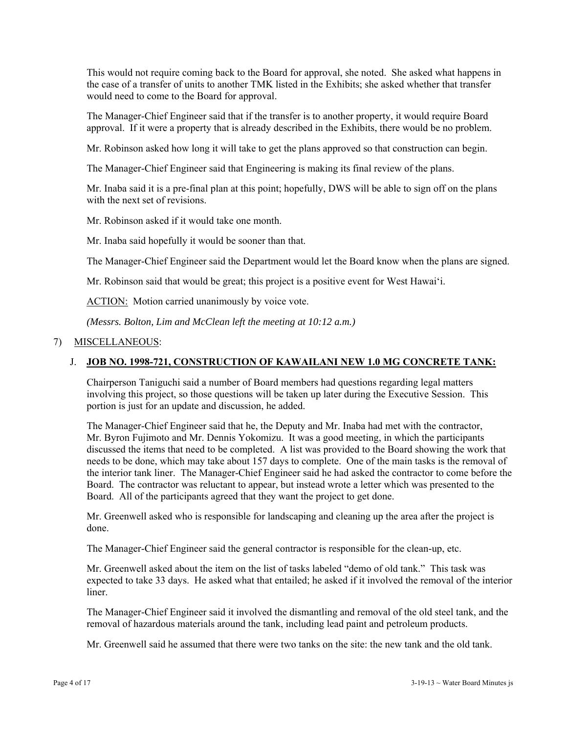This would not require coming back to the Board for approval, she noted. She asked what happens in the case of a transfer of units to another TMK listed in the Exhibits; she asked whether that transfer would need to come to the Board for approval.

The Manager-Chief Engineer said that if the transfer is to another property, it would require Board approval. If it were a property that is already described in the Exhibits, there would be no problem.

Mr. Robinson asked how long it will take to get the plans approved so that construction can begin.

The Manager-Chief Engineer said that Engineering is making its final review of the plans.

Mr. Inaba said it is a pre-final plan at this point; hopefully, DWS will be able to sign off on the plans with the next set of revisions.

Mr. Robinson asked if it would take one month.

Mr. Inaba said hopefully it would be sooner than that.

The Manager-Chief Engineer said the Department would let the Board know when the plans are signed.

Mr. Robinson said that would be great; this project is a positive event for West Hawai'i.

ACTION: Motion carried unanimously by voice vote.

*(Messrs. Bolton, Lim and McClean left the meeting at 10:12 a.m.)*

7) MISCELLANEOUS:

J. **JOB NO. 1998-721, CONSTRUCTION OF KAWAILANI NEW 1.0 MG CONCRETE TANK:**

Chairperson Taniguchi said a number of Board members had questions regarding legal matters involving this project, so those questions will be taken up later during the Executive Session. This portion is just for an update and discussion, he added.

The Manager-Chief Engineer said that he, the Deputy and Mr. Inaba had met with the contractor, Mr. Byron Fujimoto and Mr. Dennis Yokomizu. It was a good meeting, in which the participants discussed the items that need to be completed. A list was provided to the Board showing the work that needs to be done, which may take about 157 days to complete. One of the main tasks is the removal of the interior tank liner. The Manager-Chief Engineer said he had asked the contractor to come before the Board. The contractor was reluctant to appear, but instead wrote a letter which was presented to the Board. All of the participants agreed that they want the project to get done.

Mr. Greenwell asked who is responsible for landscaping and cleaning up the area after the project is done.

The Manager-Chief Engineer said the general contractor is responsible for the clean-up, etc.

Mr. Greenwell asked about the item on the list of tasks labeled "demo of old tank." This task was expected to take 33 days. He asked what that entailed; he asked if it involved the removal of the interior liner.

The Manager-Chief Engineer said it involved the dismantling and removal of the old steel tank, and the removal of hazardous materials around the tank, including lead paint and petroleum products.

Mr. Greenwell said he assumed that there were two tanks on the site: the new tank and the old tank.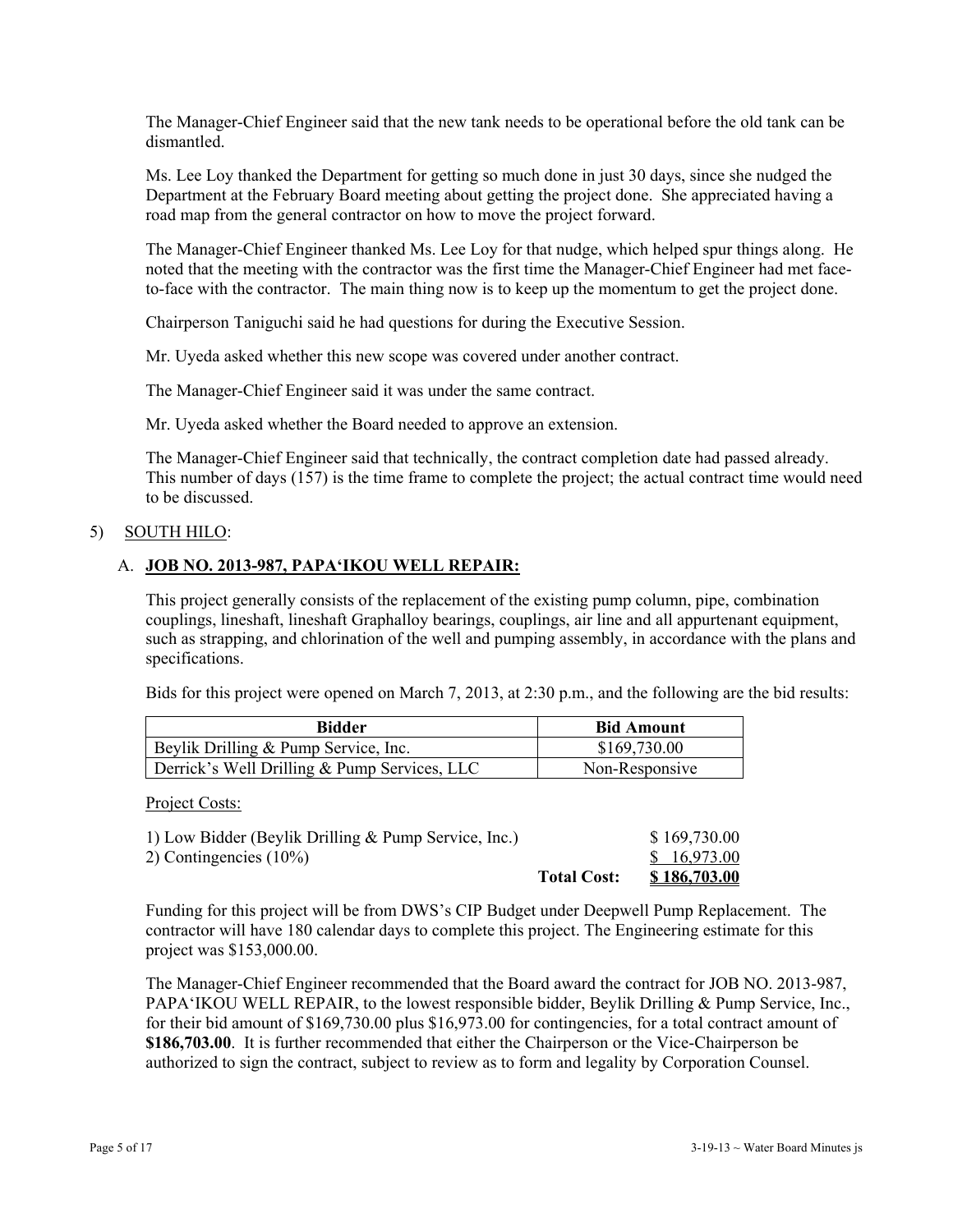The Manager-Chief Engineer said that the new tank needs to be operational before the old tank can be dismantled.

Ms. Lee Loy thanked the Department for getting so much done in just 30 days, since she nudged the Department at the February Board meeting about getting the project done. She appreciated having a road map from the general contractor on how to move the project forward.

The Manager-Chief Engineer thanked Ms. Lee Loy for that nudge, which helped spur things along. He noted that the meeting with the contractor was the first time the Manager-Chief Engineer had met face-to-face with the contractor. The main thing now is to keep up the momentum to get the project done.

Chairperson Taniguchi said he had questions for during the Executive Session.

Mr. Uyeda asked whether this new scope was covered under another contract.

The Manager-Chief Engineer said it was under the same contract.

Mr. Uyeda asked whether the Board needed to approve an extension.

The Manager-Chief Engineer said that technically, the contract completion date had passed already. This number of days (157) is the time frame to complete the project; the actual contract time would need to be discussed.

5) SOUTH HILO:

A. **JOB NO. 2013-987, PAPA'IKOU WELL REPAIR:**

This project generally consists of the replacement of the existing pump column, pipe, combination couplings, lineshaft, lineshaft Graphalloy bearings, couplings, air line and all appurtenant equipment, such as strapping, and chlorination of the well and pumping assembly, in accordance with the plans and specifications.

Bids for this project were opened on March 7, 2013, at 2:30 p.m., and the following are the bid results:

| Bidder | Bid Amount |
|---|---|
| Beylik Drilling & Pump Service, Inc. | $169,730.00 |
| Derrick's Well Drilling & Pump Services, LLC | Non-Responsive |

Project Costs:

| | | |
|---|---|---|
| 1) Low Bidder (Beylik Drilling & Pump Service, Inc.) | | $ 169,730.00 |
| 2) Contingencies (10%) | | $ 16,973.00 |
| | **Total Cost:** | **$ 186,703.00** |

Funding for this project will be from DWS's CIP Budget under Deepwell Pump Replacement. The contractor will have 180 calendar days to complete this project. The Engineering estimate for this project was $153,000.00.

The Manager-Chief Engineer recommended that the Board award the contract for JOB NO. 2013-987, PAPA'IKOU WELL REPAIR, to the lowest responsible bidder, Beylik Drilling & Pump Service, Inc., for their bid amount of $169,730.00 plus $16,973.00 for contingencies, for a total contract amount of **$186,703.00**. It is further recommended that either the Chairperson or the Vice-Chairperson be authorized to sign the contract, subject to review as to form and legality by Corporation Counsel.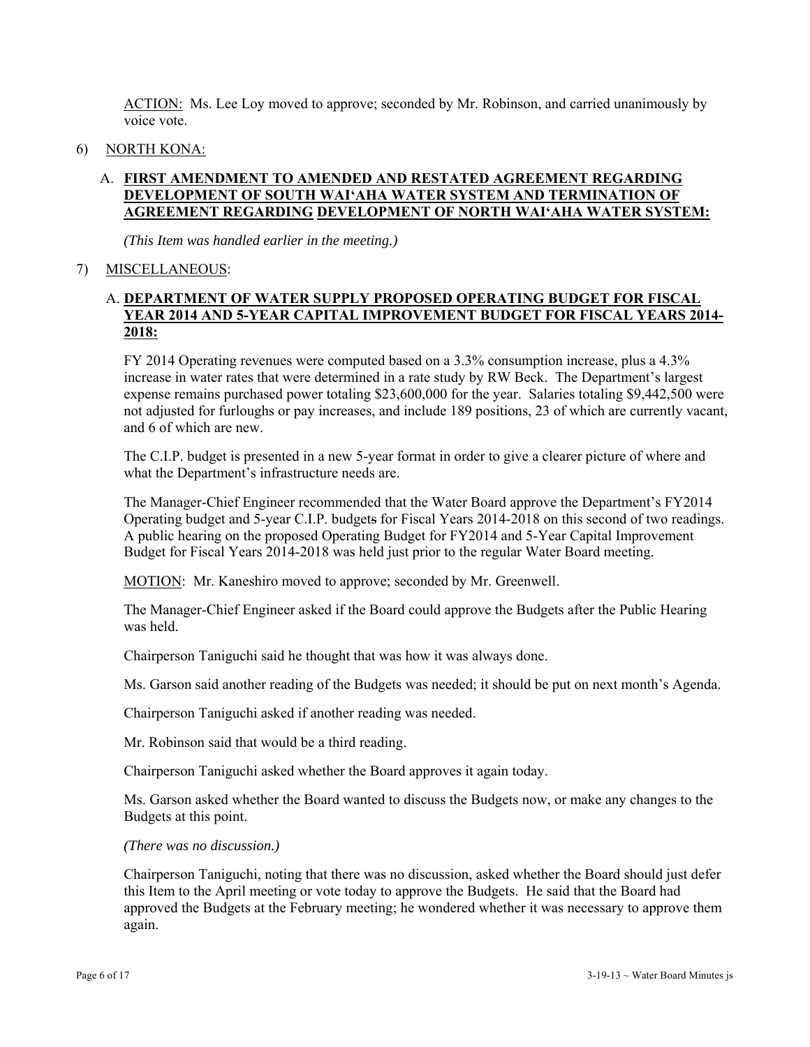ACTION: Ms. Lee Loy moved to approve; seconded by Mr. Robinson, and carried unanimously by voice vote.

6) NORTH KONA:

A. **FIRST AMENDMENT TO AMENDED AND RESTATED AGREEMENT REGARDING DEVELOPMENT OF SOUTH WAIʻAHA WATER SYSTEM AND TERMINATION OF AGREEMENT REGARDING DEVELOPMENT OF NORTH WAIʻAHA WATER SYSTEM:**

*(This Item was handled earlier in the meeting.)*

7) MISCELLANEOUS:

A. **DEPARTMENT OF WATER SUPPLY PROPOSED OPERATING BUDGET FOR FISCAL YEAR 2014 AND 5-YEAR CAPITAL IMPROVEMENT BUDGET FOR FISCAL YEARS 2014-2018:**

FY 2014 Operating revenues were computed based on a 3.3% consumption increase, plus a 4.3% increase in water rates that were determined in a rate study by RW Beck. The Department's largest expense remains purchased power totaling $23,600,000 for the year. Salaries totaling $9,442,500 were not adjusted for furloughs or pay increases, and include 189 positions, 23 of which are currently vacant, and 6 of which are new.

The C.I.P. budget is presented in a new 5-year format in order to give a clearer picture of where and what the Department's infrastructure needs are.

The Manager-Chief Engineer recommended that the Water Board approve the Department's FY2014 Operating budget and 5-year C.I.P. budgets for Fiscal Years 2014-2018 on this second of two readings. A public hearing on the proposed Operating Budget for FY2014 and 5-Year Capital Improvement Budget for Fiscal Years 2014-2018 was held just prior to the regular Water Board meeting.

MOTION: Mr. Kaneshiro moved to approve; seconded by Mr. Greenwell.

The Manager-Chief Engineer asked if the Board could approve the Budgets after the Public Hearing was held.

Chairperson Taniguchi said he thought that was how it was always done.

Ms. Garson said another reading of the Budgets was needed; it should be put on next month's Agenda.

Chairperson Taniguchi asked if another reading was needed.

Mr. Robinson said that would be a third reading.

Chairperson Taniguchi asked whether the Board approves it again today.

Ms. Garson asked whether the Board wanted to discuss the Budgets now, or make any changes to the Budgets at this point.

*(There was no discussion.)*

Chairperson Taniguchi, noting that there was no discussion, asked whether the Board should just defer this Item to the April meeting or vote today to approve the Budgets. He said that the Board had approved the Budgets at the February meeting; he wondered whether it was necessary to approve them again.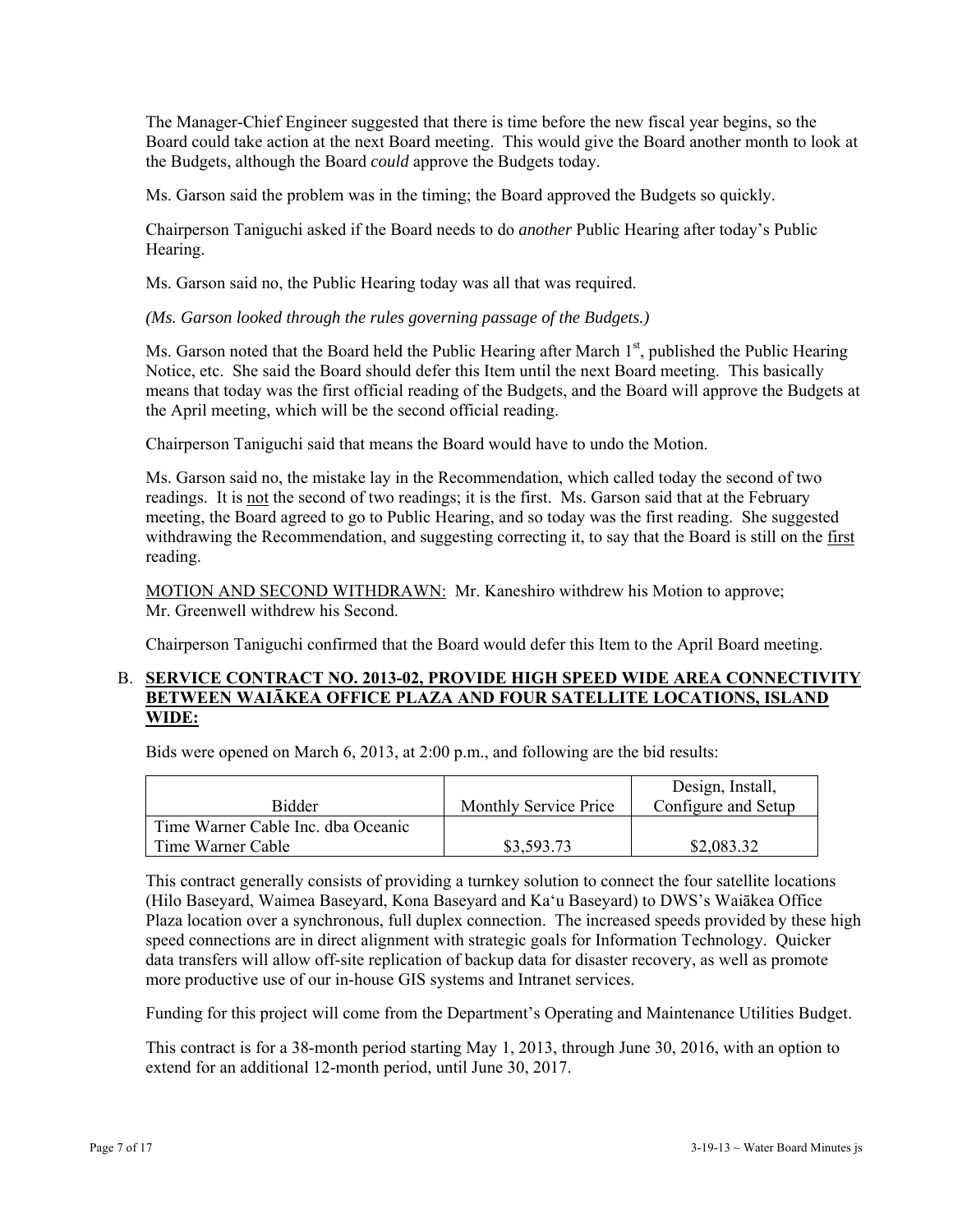The Manager-Chief Engineer suggested that there is time before the new fiscal year begins, so the Board could take action at the next Board meeting. This would give the Board another month to look at the Budgets, although the Board *could* approve the Budgets today.

Ms. Garson said the problem was in the timing; the Board approved the Budgets so quickly.

Chairperson Taniguchi asked if the Board needs to do *another* Public Hearing after today's Public Hearing.

Ms. Garson said no, the Public Hearing today was all that was required.

*(Ms. Garson looked through the rules governing passage of the Budgets.)*

Ms. Garson noted that the Board held the Public Hearing after March 1st, published the Public Hearing Notice, etc. She said the Board should defer this Item until the next Board meeting. This basically means that today was the first official reading of the Budgets, and the Board will approve the Budgets at the April meeting, which will be the second official reading.

Chairperson Taniguchi said that means the Board would have to undo the Motion.

Ms. Garson said no, the mistake lay in the Recommendation, which called today the second of two readings. It is <u>not</u> the second of two readings; it is the first. Ms. Garson said that at the February meeting, the Board agreed to go to Public Hearing, and so today was the first reading. She suggested withdrawing the Recommendation, and suggesting correcting it, to say that the Board is still on the <u>first</u> reading.

<u>MOTION AND SECOND WITHDRAWN:</u> Mr. Kaneshiro withdrew his Motion to approve; Mr. Greenwell withdrew his Second.

Chairperson Taniguchi confirmed that the Board would defer this Item to the April Board meeting.

B. **<u>SERVICE CONTRACT NO. 2013-02, PROVIDE HIGH SPEED WIDE AREA CONNECTIVITY BETWEEN WAIĀKEA OFFICE PLAZA AND FOUR SATELLITE LOCATIONS, ISLAND WIDE:</u>**

Bids were opened on March 6, 2013, at 2:00 p.m., and following are the bid results:

| Bidder | Monthly Service Price | Design, Install, Configure and Setup |
|---|---|---|
| Time Warner Cable Inc. dba Oceanic Time Warner Cable | $3,593.73 | $2,083.32 |

This contract generally consists of providing a turnkey solution to connect the four satellite locations (Hilo Baseyard, Waimea Baseyard, Kona Baseyard and Ka'u Baseyard) to DWS's Waiākea Office Plaza location over a synchronous, full duplex connection. The increased speeds provided by these high speed connections are in direct alignment with strategic goals for Information Technology. Quicker data transfers will allow off-site replication of backup data for disaster recovery, as well as promote more productive use of our in-house GIS systems and Intranet services.

Funding for this project will come from the Department's Operating and Maintenance Utilities Budget.

This contract is for a 38-month period starting May 1, 2013, through June 30, 2016, with an option to extend for an additional 12-month period, until June 30, 2017.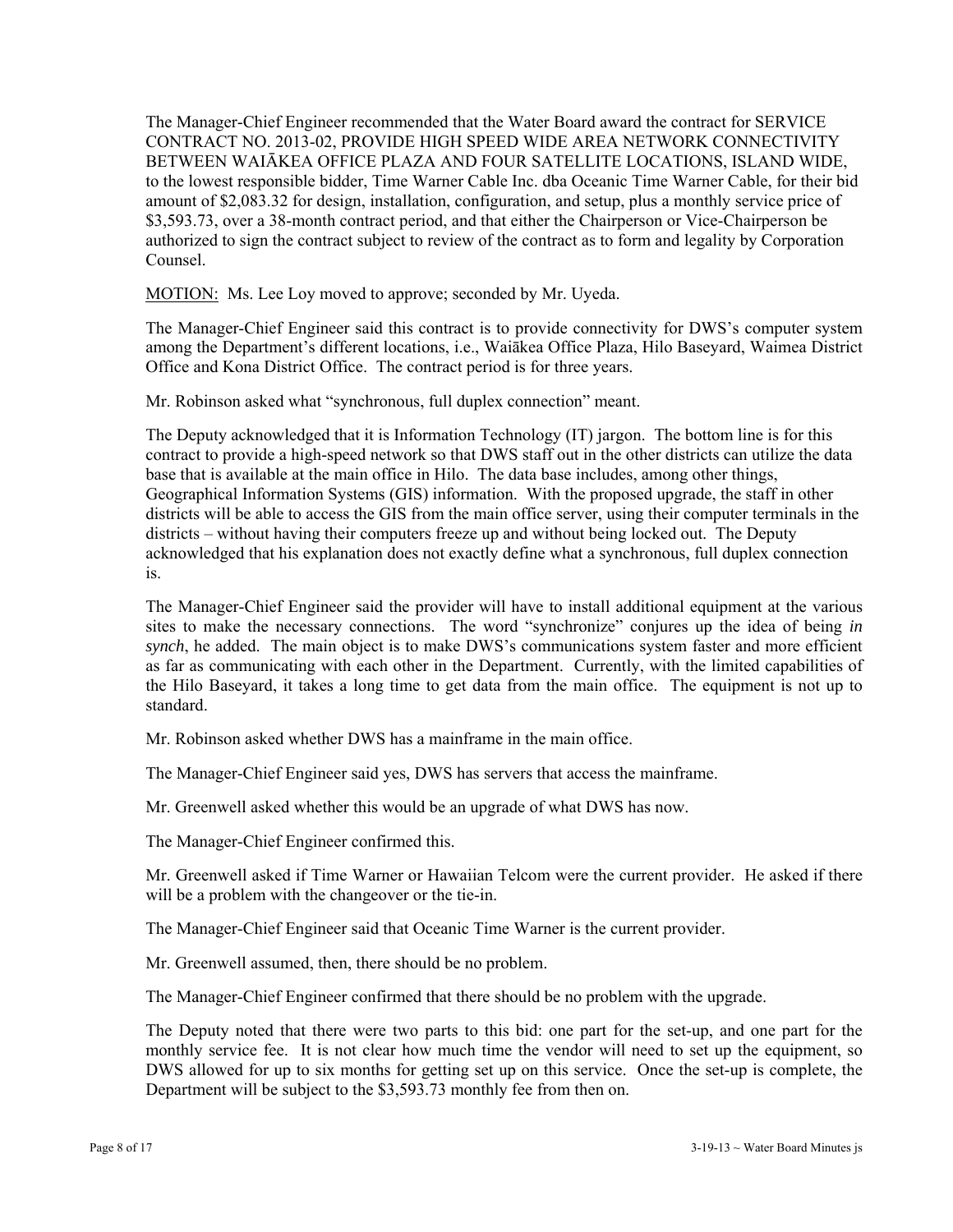The Manager-Chief Engineer recommended that the Water Board award the contract for SERVICE CONTRACT NO. 2013-02, PROVIDE HIGH SPEED WIDE AREA NETWORK CONNECTIVITY BETWEEN WAIĀKEA OFFICE PLAZA AND FOUR SATELLITE LOCATIONS, ISLAND WIDE, to the lowest responsible bidder, Time Warner Cable Inc. dba Oceanic Time Warner Cable, for their bid amount of $2,083.32 for design, installation, configuration, and setup, plus a monthly service price of $3,593.73, over a 38-month contract period, and that either the Chairperson or Vice-Chairperson be authorized to sign the contract subject to review of the contract as to form and legality by Corporation Counsel.

MOTION: Ms. Lee Loy moved to approve; seconded by Mr. Uyeda.

The Manager-Chief Engineer said this contract is to provide connectivity for DWS's computer system among the Department's different locations, i.e., Waiākea Office Plaza, Hilo Baseyard, Waimea District Office and Kona District Office. The contract period is for three years.

Mr. Robinson asked what "synchronous, full duplex connection" meant.

The Deputy acknowledged that it is Information Technology (IT) jargon. The bottom line is for this contract to provide a high-speed network so that DWS staff out in the other districts can utilize the data base that is available at the main office in Hilo. The data base includes, among other things, Geographical Information Systems (GIS) information. With the proposed upgrade, the staff in other districts will be able to access the GIS from the main office server, using their computer terminals in the districts – without having their computers freeze up and without being locked out. The Deputy acknowledged that his explanation does not exactly define what a synchronous, full duplex connection is.

The Manager-Chief Engineer said the provider will have to install additional equipment at the various sites to make the necessary connections. The word "synchronize" conjures up the idea of being *in synch*, he added. The main object is to make DWS's communications system faster and more efficient as far as communicating with each other in the Department. Currently, with the limited capabilities of the Hilo Baseyard, it takes a long time to get data from the main office. The equipment is not up to standard.

Mr. Robinson asked whether DWS has a mainframe in the main office.

The Manager-Chief Engineer said yes, DWS has servers that access the mainframe.

Mr. Greenwell asked whether this would be an upgrade of what DWS has now.

The Manager-Chief Engineer confirmed this.

Mr. Greenwell asked if Time Warner or Hawaiian Telcom were the current provider. He asked if there will be a problem with the changeover or the tie-in.

The Manager-Chief Engineer said that Oceanic Time Warner is the current provider.

Mr. Greenwell assumed, then, there should be no problem.

The Manager-Chief Engineer confirmed that there should be no problem with the upgrade.

The Deputy noted that there were two parts to this bid: one part for the set-up, and one part for the monthly service fee. It is not clear how much time the vendor will need to set up the equipment, so DWS allowed for up to six months for getting set up on this service. Once the set-up is complete, the Department will be subject to the $3,593.73 monthly fee from then on.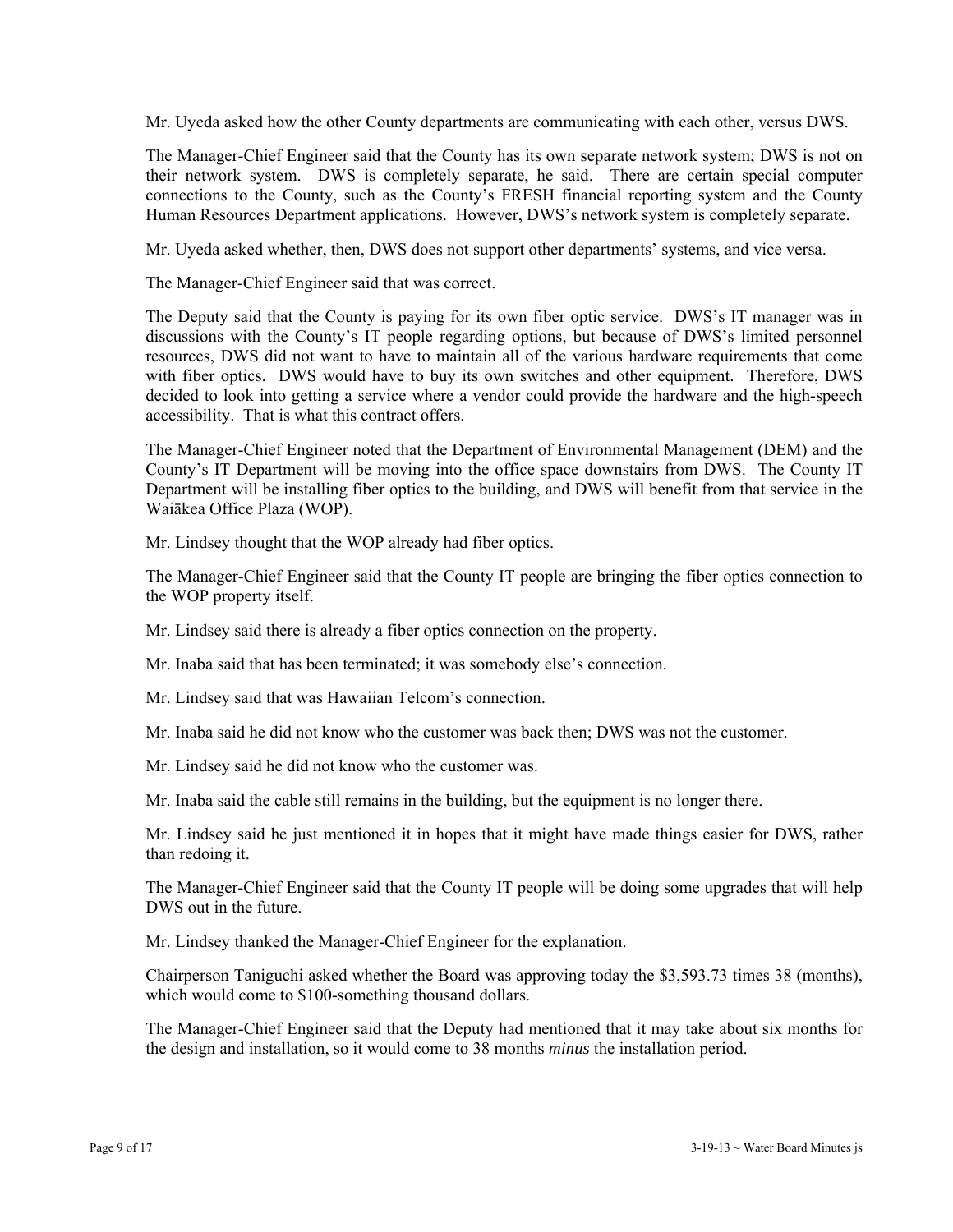Mr. Uyeda asked how the other County departments are communicating with each other, versus DWS.

The Manager-Chief Engineer said that the County has its own separate network system; DWS is not on their network system. DWS is completely separate, he said. There are certain special computer connections to the County, such as the County's FRESH financial reporting system and the County Human Resources Department applications. However, DWS's network system is completely separate.

Mr. Uyeda asked whether, then, DWS does not support other departments' systems, and vice versa.

The Manager-Chief Engineer said that was correct.

The Deputy said that the County is paying for its own fiber optic service. DWS's IT manager was in discussions with the County's IT people regarding options, but because of DWS's limited personnel resources, DWS did not want to have to maintain all of the various hardware requirements that come with fiber optics. DWS would have to buy its own switches and other equipment. Therefore, DWS decided to look into getting a service where a vendor could provide the hardware and the high-speech accessibility. That is what this contract offers.

The Manager-Chief Engineer noted that the Department of Environmental Management (DEM) and the County's IT Department will be moving into the office space downstairs from DWS. The County IT Department will be installing fiber optics to the building, and DWS will benefit from that service in the Waiākea Office Plaza (WOP).

Mr. Lindsey thought that the WOP already had fiber optics.

The Manager-Chief Engineer said that the County IT people are bringing the fiber optics connection to the WOP property itself.

Mr. Lindsey said there is already a fiber optics connection on the property.

Mr. Inaba said that has been terminated; it was somebody else's connection.

Mr. Lindsey said that was Hawaiian Telcom's connection.

Mr. Inaba said he did not know who the customer was back then; DWS was not the customer.

Mr. Lindsey said he did not know who the customer was.

Mr. Inaba said the cable still remains in the building, but the equipment is no longer there.

Mr. Lindsey said he just mentioned it in hopes that it might have made things easier for DWS, rather than redoing it.

The Manager-Chief Engineer said that the County IT people will be doing some upgrades that will help DWS out in the future.

Mr. Lindsey thanked the Manager-Chief Engineer for the explanation.

Chairperson Taniguchi asked whether the Board was approving today the $3,593.73 times 38 (months), which would come to $100-something thousand dollars.

The Manager-Chief Engineer said that the Deputy had mentioned that it may take about six months for the design and installation, so it would come to 38 months *minus* the installation period.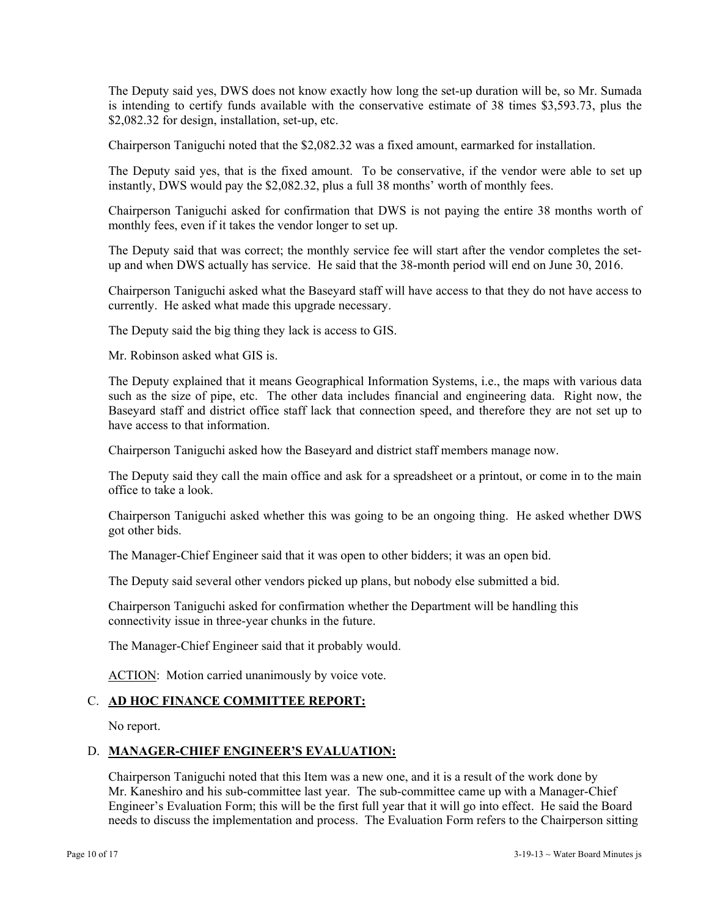The Deputy said yes, DWS does not know exactly how long the set-up duration will be, so Mr. Sumada is intending to certify funds available with the conservative estimate of 38 times $3,593.73, plus the $2,082.32 for design, installation, set-up, etc.

Chairperson Taniguchi noted that the $2,082.32 was a fixed amount, earmarked for installation.

The Deputy said yes, that is the fixed amount. To be conservative, if the vendor were able to set up instantly, DWS would pay the $2,082.32, plus a full 38 months' worth of monthly fees.

Chairperson Taniguchi asked for confirmation that DWS is not paying the entire 38 months worth of monthly fees, even if it takes the vendor longer to set up.

The Deputy said that was correct; the monthly service fee will start after the vendor completes the set-up and when DWS actually has service. He said that the 38-month period will end on June 30, 2016.

Chairperson Taniguchi asked what the Baseyard staff will have access to that they do not have access to currently. He asked what made this upgrade necessary.

The Deputy said the big thing they lack is access to GIS.

Mr. Robinson asked what GIS is.

The Deputy explained that it means Geographical Information Systems, i.e., the maps with various data such as the size of pipe, etc. The other data includes financial and engineering data. Right now, the Baseyard staff and district office staff lack that connection speed, and therefore they are not set up to have access to that information.

Chairperson Taniguchi asked how the Baseyard and district staff members manage now.

The Deputy said they call the main office and ask for a spreadsheet or a printout, or come in to the main office to take a look.

Chairperson Taniguchi asked whether this was going to be an ongoing thing. He asked whether DWS got other bids.

The Manager-Chief Engineer said that it was open to other bidders; it was an open bid.

The Deputy said several other vendors picked up plans, but nobody else submitted a bid.

Chairperson Taniguchi asked for confirmation whether the Department will be handling this connectivity issue in three-year chunks in the future.

The Manager-Chief Engineer said that it probably would.

ACTION: Motion carried unanimously by voice vote.

## C. **AD HOC FINANCE COMMITTEE REPORT:**

No report.

## D. **MANAGER-CHIEF ENGINEER'S EVALUATION:**

Chairperson Taniguchi noted that this Item was a new one, and it is a result of the work done by Mr. Kaneshiro and his sub-committee last year. The sub-committee came up with a Manager-Chief Engineer's Evaluation Form; this will be the first full year that it will go into effect. He said the Board needs to discuss the implementation and process. The Evaluation Form refers to the Chairperson sitting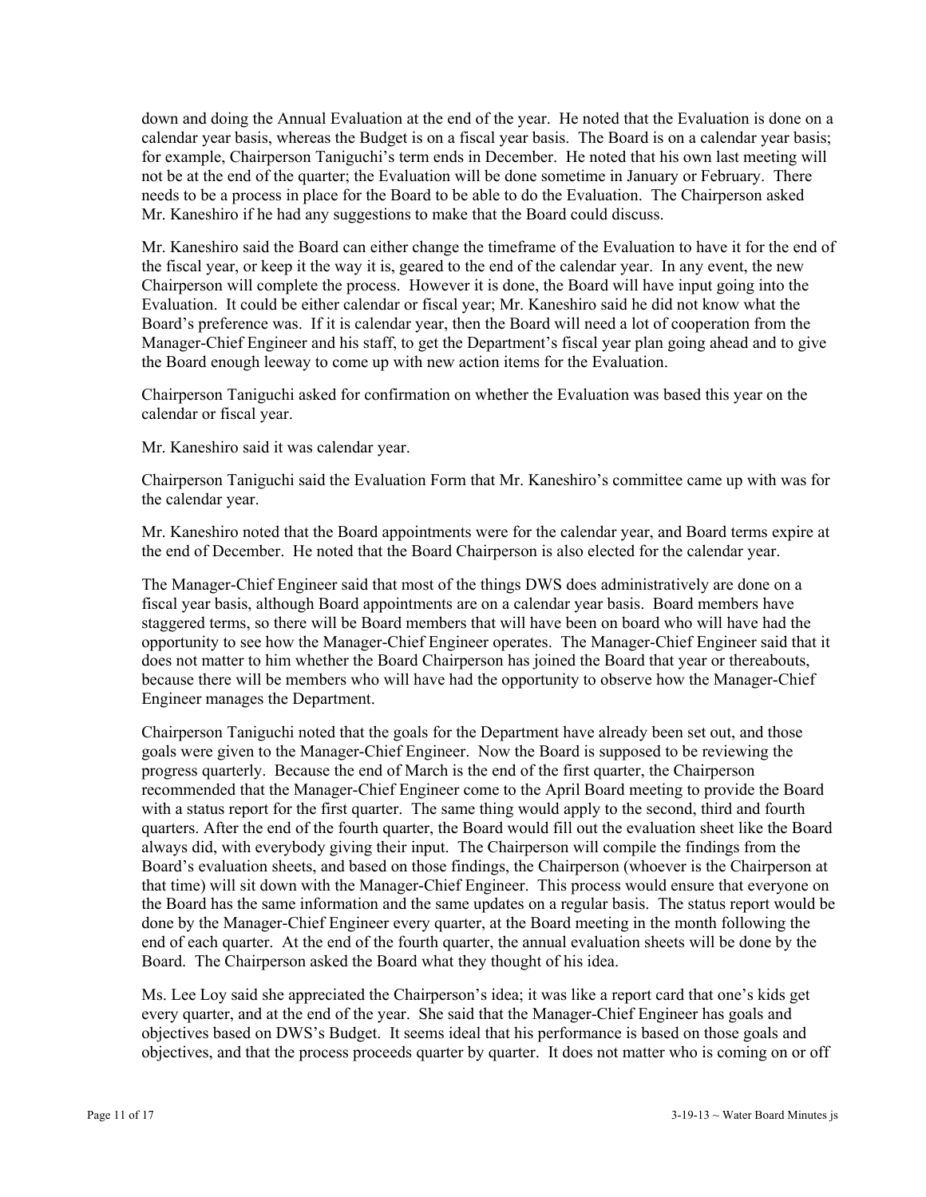down and doing the Annual Evaluation at the end of the year. He noted that the Evaluation is done on a calendar year basis, whereas the Budget is on a fiscal year basis. The Board is on a calendar year basis; for example, Chairperson Taniguchi's term ends in December. He noted that his own last meeting will not be at the end of the quarter; the Evaluation will be done sometime in January or February. There needs to be a process in place for the Board to be able to do the Evaluation. The Chairperson asked Mr. Kaneshiro if he had any suggestions to make that the Board could discuss.

Mr. Kaneshiro said the Board can either change the timeframe of the Evaluation to have it for the end of the fiscal year, or keep it the way it is, geared to the end of the calendar year. In any event, the new Chairperson will complete the process. However it is done, the Board will have input going into the Evaluation. It could be either calendar or fiscal year; Mr. Kaneshiro said he did not know what the Board's preference was. If it is calendar year, then the Board will need a lot of cooperation from the Manager-Chief Engineer and his staff, to get the Department's fiscal year plan going ahead and to give the Board enough leeway to come up with new action items for the Evaluation.

Chairperson Taniguchi asked for confirmation on whether the Evaluation was based this year on the calendar or fiscal year.

Mr. Kaneshiro said it was calendar year.

Chairperson Taniguchi said the Evaluation Form that Mr. Kaneshiro's committee came up with was for the calendar year.

Mr. Kaneshiro noted that the Board appointments were for the calendar year, and Board terms expire at the end of December. He noted that the Board Chairperson is also elected for the calendar year.

The Manager-Chief Engineer said that most of the things DWS does administratively are done on a fiscal year basis, although Board appointments are on a calendar year basis. Board members have staggered terms, so there will be Board members that will have been on board who will have had the opportunity to see how the Manager-Chief Engineer operates. The Manager-Chief Engineer said that it does not matter to him whether the Board Chairperson has joined the Board that year or thereabouts, because there will be members who will have had the opportunity to observe how the Manager-Chief Engineer manages the Department.

Chairperson Taniguchi noted that the goals for the Department have already been set out, and those goals were given to the Manager-Chief Engineer. Now the Board is supposed to be reviewing the progress quarterly. Because the end of March is the end of the first quarter, the Chairperson recommended that the Manager-Chief Engineer come to the April Board meeting to provide the Board with a status report for the first quarter. The same thing would apply to the second, third and fourth quarters. After the end of the fourth quarter, the Board would fill out the evaluation sheet like the Board always did, with everybody giving their input. The Chairperson will compile the findings from the Board's evaluation sheets, and based on those findings, the Chairperson (whoever is the Chairperson at that time) will sit down with the Manager-Chief Engineer. This process would ensure that everyone on the Board has the same information and the same updates on a regular basis. The status report would be done by the Manager-Chief Engineer every quarter, at the Board meeting in the month following the end of each quarter. At the end of the fourth quarter, the annual evaluation sheets will be done by the Board. The Chairperson asked the Board what they thought of his idea.

Ms. Lee Loy said she appreciated the Chairperson's idea; it was like a report card that one's kids get every quarter, and at the end of the year. She said that the Manager-Chief Engineer has goals and objectives based on DWS's Budget. It seems ideal that his performance is based on those goals and objectives, and that the process proceeds quarter by quarter. It does not matter who is coming on or off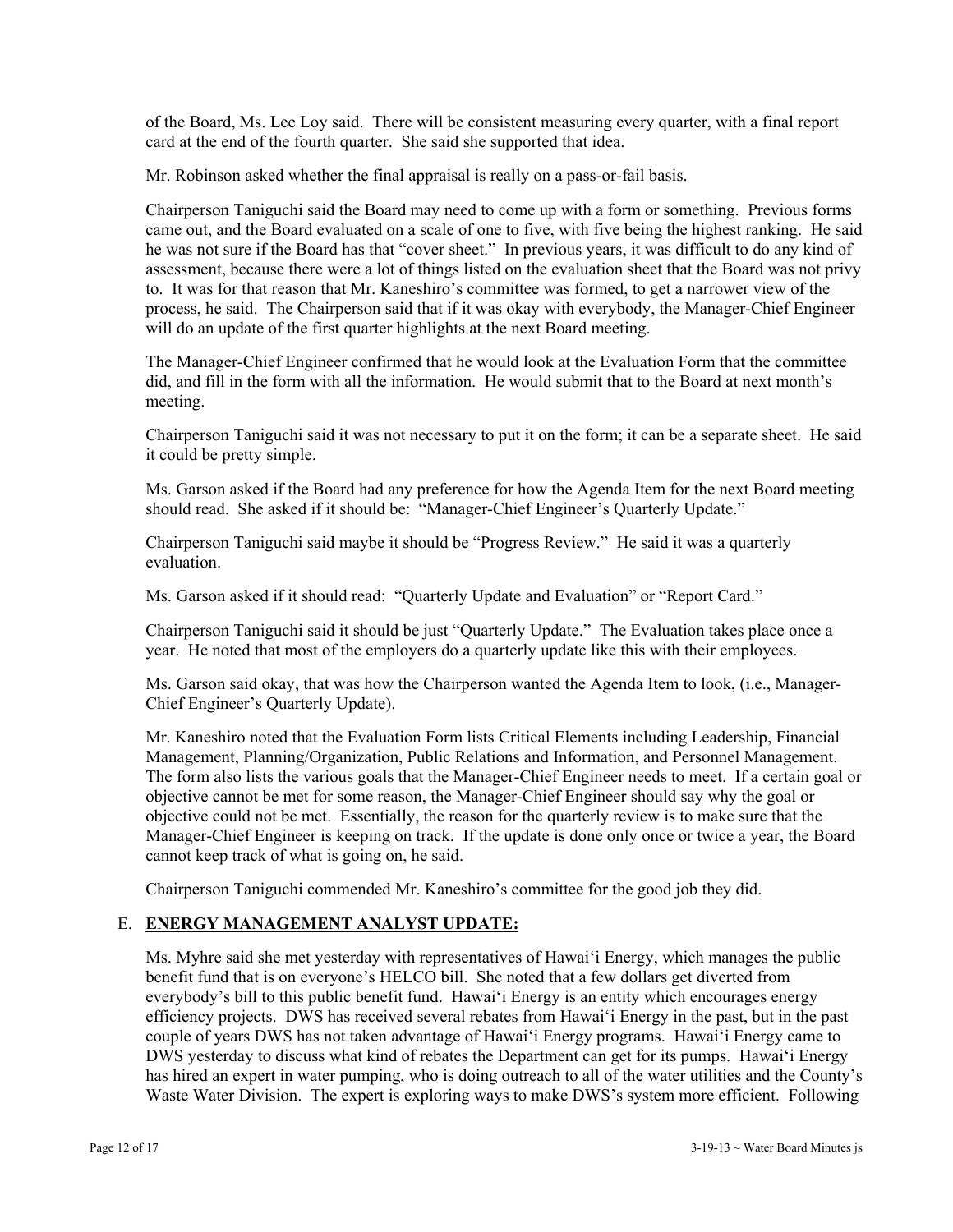of the Board, Ms. Lee Loy said. There will be consistent measuring every quarter, with a final report card at the end of the fourth quarter. She said she supported that idea.

Mr. Robinson asked whether the final appraisal is really on a pass-or-fail basis.

Chairperson Taniguchi said the Board may need to come up with a form or something. Previous forms came out, and the Board evaluated on a scale of one to five, with five being the highest ranking. He said he was not sure if the Board has that "cover sheet." In previous years, it was difficult to do any kind of assessment, because there were a lot of things listed on the evaluation sheet that the Board was not privy to. It was for that reason that Mr. Kaneshiro's committee was formed, to get a narrower view of the process, he said. The Chairperson said that if it was okay with everybody, the Manager-Chief Engineer will do an update of the first quarter highlights at the next Board meeting.

The Manager-Chief Engineer confirmed that he would look at the Evaluation Form that the committee did, and fill in the form with all the information. He would submit that to the Board at next month's meeting.

Chairperson Taniguchi said it was not necessary to put it on the form; it can be a separate sheet. He said it could be pretty simple.

Ms. Garson asked if the Board had any preference for how the Agenda Item for the next Board meeting should read. She asked if it should be: "Manager-Chief Engineer's Quarterly Update."

Chairperson Taniguchi said maybe it should be "Progress Review." He said it was a quarterly evaluation.

Ms. Garson asked if it should read: "Quarterly Update and Evaluation" or "Report Card."

Chairperson Taniguchi said it should be just "Quarterly Update." The Evaluation takes place once a year. He noted that most of the employers do a quarterly update like this with their employees.

Ms. Garson said okay, that was how the Chairperson wanted the Agenda Item to look, (i.e., Manager-Chief Engineer's Quarterly Update).

Mr. Kaneshiro noted that the Evaluation Form lists Critical Elements including Leadership, Financial Management, Planning/Organization, Public Relations and Information, and Personnel Management. The form also lists the various goals that the Manager-Chief Engineer needs to meet. If a certain goal or objective cannot be met for some reason, the Manager-Chief Engineer should say why the goal or objective could not be met. Essentially, the reason for the quarterly review is to make sure that the Manager-Chief Engineer is keeping on track. If the update is done only once or twice a year, the Board cannot keep track of what is going on, he said.

Chairperson Taniguchi commended Mr. Kaneshiro's committee for the good job they did.

## E. <u>**ENERGY MANAGEMENT ANALYST UPDATE:**</u>

Ms. Myhre said she met yesterday with representatives of Hawai'i Energy, which manages the public benefit fund that is on everyone's HELCO bill. She noted that a few dollars get diverted from everybody's bill to this public benefit fund. Hawai'i Energy is an entity which encourages energy efficiency projects. DWS has received several rebates from Hawai'i Energy in the past, but in the past couple of years DWS has not taken advantage of Hawai'i Energy programs. Hawai'i Energy came to DWS yesterday to discuss what kind of rebates the Department can get for its pumps. Hawai'i Energy has hired an expert in water pumping, who is doing outreach to all of the water utilities and the County's Waste Water Division. The expert is exploring ways to make DWS's system more efficient. Following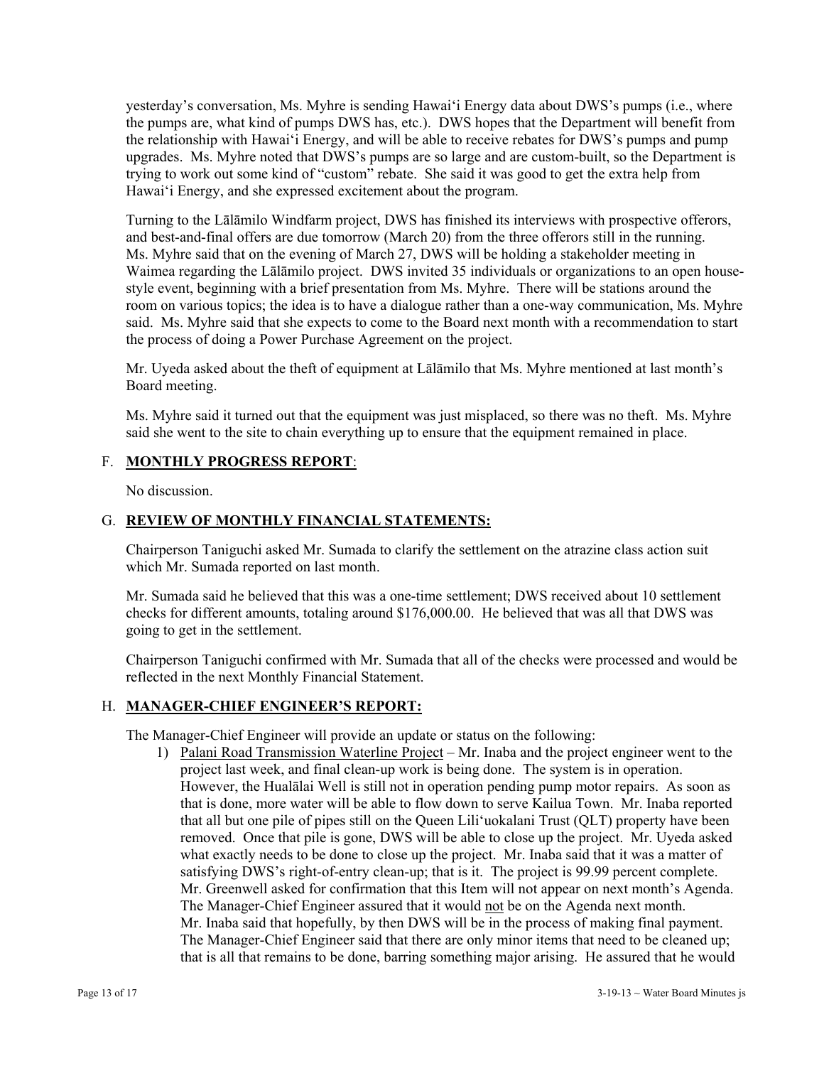yesterday's conversation, Ms. Myhre is sending Hawai'i Energy data about DWS's pumps (i.e., where the pumps are, what kind of pumps DWS has, etc.). DWS hopes that the Department will benefit from the relationship with Hawai'i Energy, and will be able to receive rebates for DWS's pumps and pump upgrades. Ms. Myhre noted that DWS's pumps are so large and are custom-built, so the Department is trying to work out some kind of "custom" rebate. She said it was good to get the extra help from Hawai'i Energy, and she expressed excitement about the program.

Turning to the Lālāmilo Windfarm project, DWS has finished its interviews with prospective offerors, and best-and-final offers are due tomorrow (March 20) from the three offerors still in the running. Ms. Myhre said that on the evening of March 27, DWS will be holding a stakeholder meeting in Waimea regarding the Lālāmilo project. DWS invited 35 individuals or organizations to an open house-style event, beginning with a brief presentation from Ms. Myhre. There will be stations around the room on various topics; the idea is to have a dialogue rather than a one-way communication, Ms. Myhre said. Ms. Myhre said that she expects to come to the Board next month with a recommendation to start the process of doing a Power Purchase Agreement on the project.

Mr. Uyeda asked about the theft of equipment at Lālāmilo that Ms. Myhre mentioned at last month's Board meeting.

Ms. Myhre said it turned out that the equipment was just misplaced, so there was no theft. Ms. Myhre said she went to the site to chain everything up to ensure that the equipment remained in place.

## F. **MONTHLY PROGRESS REPORT**:

No discussion.

## G. **REVIEW OF MONTHLY FINANCIAL STATEMENTS:**

Chairperson Taniguchi asked Mr. Sumada to clarify the settlement on the atrazine class action suit which Mr. Sumada reported on last month.

Mr. Sumada said he believed that this was a one-time settlement; DWS received about 10 settlement checks for different amounts, totaling around $176,000.00. He believed that was all that DWS was going to get in the settlement.

Chairperson Taniguchi confirmed with Mr. Sumada that all of the checks were processed and would be reflected in the next Monthly Financial Statement.

## H. **MANAGER-CHIEF ENGINEER'S REPORT:**

The Manager-Chief Engineer will provide an update or status on the following:

1) Palani Road Transmission Waterline Project – Mr. Inaba and the project engineer went to the project last week, and final clean-up work is being done. The system is in operation. However, the Hualālai Well is still not in operation pending pump motor repairs. As soon as that is done, more water will be able to flow down to serve Kailua Town. Mr. Inaba reported that all but one pile of pipes still on the Queen Lili'uokalani Trust (QLT) property have been removed. Once that pile is gone, DWS will be able to close up the project. Mr. Uyeda asked what exactly needs to be done to close up the project. Mr. Inaba said that it was a matter of satisfying DWS's right-of-entry clean-up; that is it. The project is 99.99 percent complete. Mr. Greenwell asked for confirmation that this Item will not appear on next month's Agenda. The Manager-Chief Engineer assured that it would not be on the Agenda next month. Mr. Inaba said that hopefully, by then DWS will be in the process of making final payment. The Manager-Chief Engineer said that there are only minor items that need to be cleaned up; that is all that remains to be done, barring something major arising. He assured that he would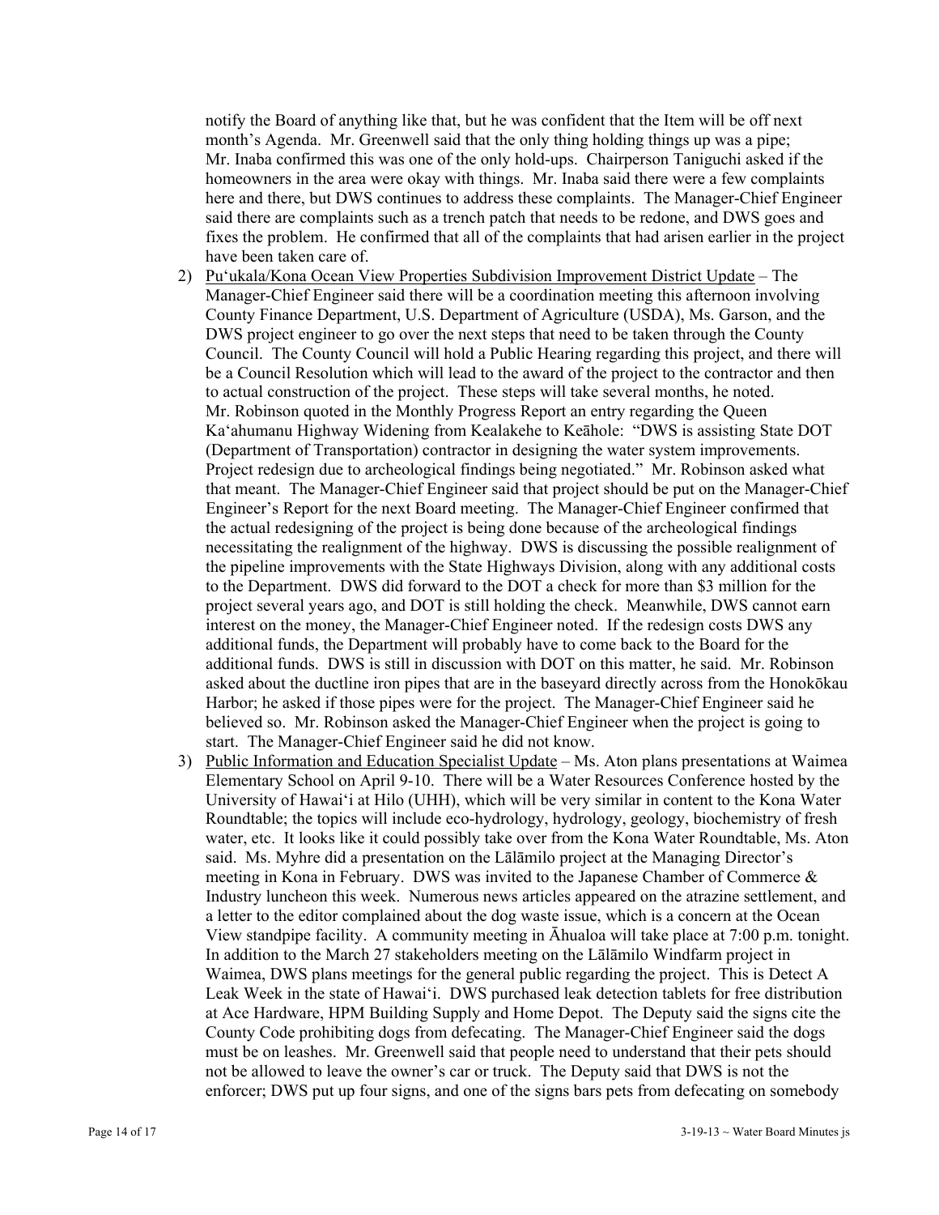notify the Board of anything like that, but he was confident that the Item will be off next month's Agenda. Mr. Greenwell said that the only thing holding things up was a pipe; Mr. Inaba confirmed this was one of the only hold-ups. Chairperson Taniguchi asked if the homeowners in the area were okay with things. Mr. Inaba said there were a few complaints here and there, but DWS continues to address these complaints. The Manager-Chief Engineer said there are complaints such as a trench patch that needs to be redone, and DWS goes and fixes the problem. He confirmed that all of the complaints that had arisen earlier in the project have been taken care of.

2) <u>Puʻukala/Kona Ocean View Properties Subdivision Improvement District Update</u> – The Manager-Chief Engineer said there will be a coordination meeting this afternoon involving County Finance Department, U.S. Department of Agriculture (USDA), Ms. Garson, and the DWS project engineer to go over the next steps that need to be taken through the County Council. The County Council will hold a Public Hearing regarding this project, and there will be a Council Resolution which will lead to the award of the project to the contractor and then to actual construction of the project. These steps will take several months, he noted. Mr. Robinson quoted in the Monthly Progress Report an entry regarding the Queen Kaʻahumanu Highway Widening from Kealakehe to Keāhole: "DWS is assisting State DOT (Department of Transportation) contractor in designing the water system improvements. Project redesign due to archeological findings being negotiated." Mr. Robinson asked what that meant. The Manager-Chief Engineer said that project should be put on the Manager-Chief Engineer's Report for the next Board meeting. The Manager-Chief Engineer confirmed that the actual redesigning of the project is being done because of the archeological findings necessitating the realignment of the highway. DWS is discussing the possible realignment of the pipeline improvements with the State Highways Division, along with any additional costs to the Department. DWS did forward to the DOT a check for more than $3 million for the project several years ago, and DOT is still holding the check. Meanwhile, DWS cannot earn interest on the money, the Manager-Chief Engineer noted. If the redesign costs DWS any additional funds, the Department will probably have to come back to the Board for the additional funds. DWS is still in discussion with DOT on this matter, he said. Mr. Robinson asked about the ductline iron pipes that are in the baseyard directly across from the Honokōkau Harbor; he asked if those pipes were for the project. The Manager-Chief Engineer said he believed so. Mr. Robinson asked the Manager-Chief Engineer when the project is going to start. The Manager-Chief Engineer said he did not know.

3) <u>Public Information and Education Specialist Update</u> – Ms. Aton plans presentations at Waimea Elementary School on April 9-10. There will be a Water Resources Conference hosted by the University of Hawaiʻi at Hilo (UHH), which will be very similar in content to the Kona Water Roundtable; the topics will include eco-hydrology, hydrology, geology, biochemistry of fresh water, etc. It looks like it could possibly take over from the Kona Water Roundtable, Ms. Aton said. Ms. Myhre did a presentation on the Lālāmilo project at the Managing Director's meeting in Kona in February. DWS was invited to the Japanese Chamber of Commerce & Industry luncheon this week. Numerous news articles appeared on the atrazine settlement, and a letter to the editor complained about the dog waste issue, which is a concern at the Ocean View standpipe facility. A community meeting in Āhualoa will take place at 7:00 p.m. tonight. In addition to the March 27 stakeholders meeting on the Lālāmilo Windfarm project in Waimea, DWS plans meetings for the general public regarding the project. This is Detect A Leak Week in the state of Hawaiʻi. DWS purchased leak detection tablets for free distribution at Ace Hardware, HPM Building Supply and Home Depot. The Deputy said the signs cite the County Code prohibiting dogs from defecating. The Manager-Chief Engineer said the dogs must be on leashes. Mr. Greenwell said that people need to understand that their pets should not be allowed to leave the owner's car or truck. The Deputy said that DWS is not the enforcer; DWS put up four signs, and one of the signs bars pets from defecating on somebody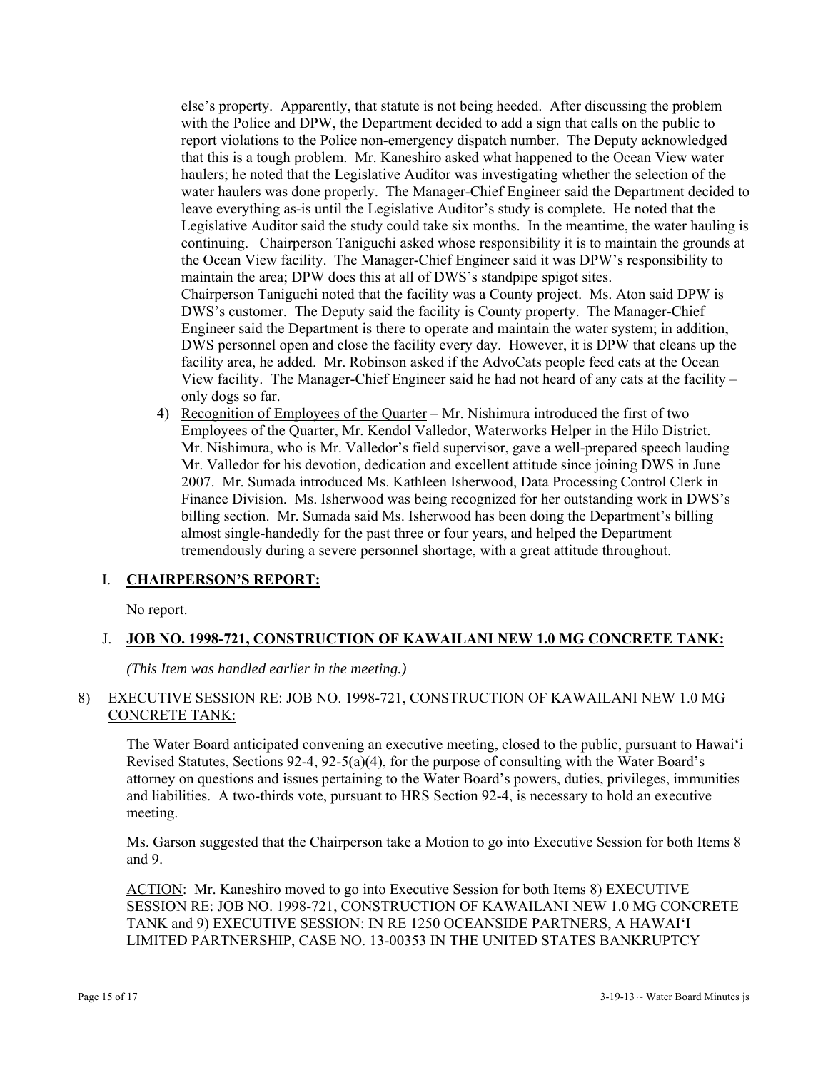else's property. Apparently, that statute is not being heeded. After discussing the problem with the Police and DPW, the Department decided to add a sign that calls on the public to report violations to the Police non-emergency dispatch number. The Deputy acknowledged that this is a tough problem. Mr. Kaneshiro asked what happened to the Ocean View water haulers; he noted that the Legislative Auditor was investigating whether the selection of the water haulers was done properly. The Manager-Chief Engineer said the Department decided to leave everything as-is until the Legislative Auditor's study is complete. He noted that the Legislative Auditor said the study could take six months. In the meantime, the water hauling is continuing. Chairperson Taniguchi asked whose responsibility it is to maintain the grounds at the Ocean View facility. The Manager-Chief Engineer said it was DPW's responsibility to maintain the area; DPW does this at all of DWS's standpipe spigot sites. Chairperson Taniguchi noted that the facility was a County project. Ms. Aton said DPW is DWS's customer. The Deputy said the facility is County property. The Manager-Chief Engineer said the Department is there to operate and maintain the water system; in addition, DWS personnel open and close the facility every day. However, it is DPW that cleans up the facility area, he added. Mr. Robinson asked if the AdvoCats people feed cats at the Ocean View facility. The Manager-Chief Engineer said he had not heard of any cats at the facility – only dogs so far.

4) Recognition of Employees of the Quarter – Mr. Nishimura introduced the first of two Employees of the Quarter, Mr. Kendol Valledor, Waterworks Helper in the Hilo District. Mr. Nishimura, who is Mr. Valledor's field supervisor, gave a well-prepared speech lauding Mr. Valledor for his devotion, dedication and excellent attitude since joining DWS in June 2007. Mr. Sumada introduced Ms. Kathleen Isherwood, Data Processing Control Clerk in Finance Division. Ms. Isherwood was being recognized for her outstanding work in DWS's billing section. Mr. Sumada said Ms. Isherwood has been doing the Department's billing almost single-handedly for the past three or four years, and helped the Department tremendously during a severe personnel shortage, with a great attitude throughout.

## I. CHAIRPERSON'S REPORT:

No report.

## J. JOB NO. 1998-721, CONSTRUCTION OF KAWAILANI NEW 1.0 MG CONCRETE TANK:

*(This Item was handled earlier in the meeting.)*

## 8) EXECUTIVE SESSION RE: JOB NO. 1998-721, CONSTRUCTION OF KAWAILANI NEW 1.0 MG CONCRETE TANK:

The Water Board anticipated convening an executive meeting, closed to the public, pursuant to Hawai'i Revised Statutes, Sections 92-4, 92-5(a)(4), for the purpose of consulting with the Water Board's attorney on questions and issues pertaining to the Water Board's powers, duties, privileges, immunities and liabilities. A two-thirds vote, pursuant to HRS Section 92-4, is necessary to hold an executive meeting.

Ms. Garson suggested that the Chairperson take a Motion to go into Executive Session for both Items 8 and 9.

ACTION: Mr. Kaneshiro moved to go into Executive Session for both Items 8) EXECUTIVE SESSION RE: JOB NO. 1998-721, CONSTRUCTION OF KAWAILANI NEW 1.0 MG CONCRETE TANK and 9) EXECUTIVE SESSION: IN RE 1250 OCEANSIDE PARTNERS, A HAWAI'I LIMITED PARTNERSHIP, CASE NO. 13-00353 IN THE UNITED STATES BANKRUPTCY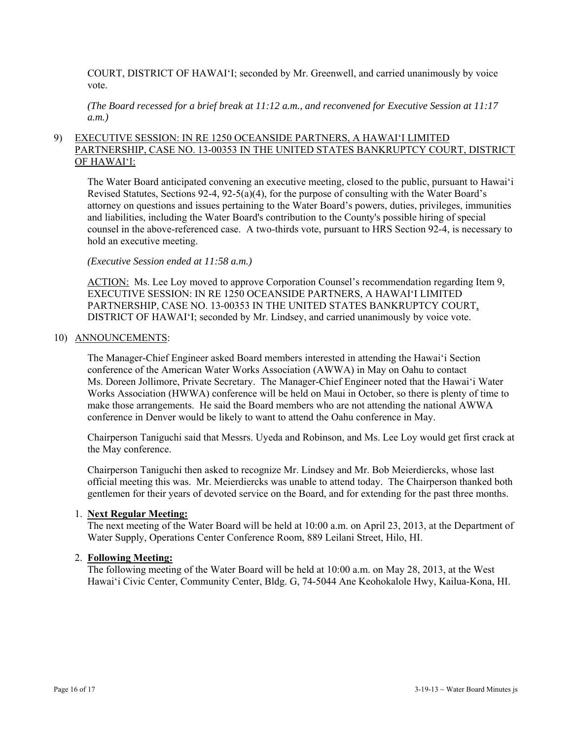COURT, DISTRICT OF HAWAIʻI; seconded by Mr. Greenwell, and carried unanimously by voice vote.

*(The Board recessed for a brief break at 11:12 a.m., and reconvened for Executive Session at 11:17 a.m.)*

9) <u>EXECUTIVE SESSION: IN RE 1250 OCEANSIDE PARTNERS, A HAWAIʻI LIMITED PARTNERSHIP, CASE NO. 13-00353 IN THE UNITED STATES BANKRUPTCY COURT, DISTRICT OF HAWAIʻI:</u>

The Water Board anticipated convening an executive meeting, closed to the public, pursuant to Hawaiʻi Revised Statutes, Sections 92-4, 92-5(a)(4), for the purpose of consulting with the Water Board's attorney on questions and issues pertaining to the Water Board's powers, duties, privileges, immunities and liabilities, including the Water Board's contribution to the County's possible hiring of special counsel in the above-referenced case. A two-thirds vote, pursuant to HRS Section 92-4, is necessary to hold an executive meeting.

*(Executive Session ended at 11:58 a.m.)*

<u>ACTION:</u> Ms. Lee Loy moved to approve Corporation Counsel's recommendation regarding Item 9, EXECUTIVE SESSION: IN RE 1250 OCEANSIDE PARTNERS, A HAWAIʻI LIMITED PARTNERSHIP, CASE NO. 13-00353 IN THE UNITED STATES BANKRUPTCY COURT, DISTRICT OF HAWAIʻI; seconded by Mr. Lindsey, and carried unanimously by voice vote.

10) <u>ANNOUNCEMENTS</u>:

The Manager-Chief Engineer asked Board members interested in attending the Hawaiʻi Section conference of the American Water Works Association (AWWA) in May on Oahu to contact Ms. Doreen Jollimore, Private Secretary. The Manager-Chief Engineer noted that the Hawaiʻi Water Works Association (HWWA) conference will be held on Maui in October, so there is plenty of time to make those arrangements. He said the Board members who are not attending the national AWWA conference in Denver would be likely to want to attend the Oahu conference in May.

Chairperson Taniguchi said that Messrs. Uyeda and Robinson, and Ms. Lee Loy would get first crack at the May conference.

Chairperson Taniguchi then asked to recognize Mr. Lindsey and Mr. Bob Meierdiercks, whose last official meeting this was. Mr. Meierdiercks was unable to attend today. The Chairperson thanked both gentlemen for their years of devoted service on the Board, and for extending for the past three months.

1. **<u>Next Regular Meeting:</u>**
The next meeting of the Water Board will be held at 10:00 a.m. on April 23, 2013, at the Department of Water Supply, Operations Center Conference Room, 889 Leilani Street, Hilo, HI.

2. **<u>Following Meeting:</u>**
The following meeting of the Water Board will be held at 10:00 a.m. on May 28, 2013, at the West Hawaiʻi Civic Center, Community Center, Bldg. G, 74-5044 Ane Keohokalole Hwy, Kailua-Kona, HI.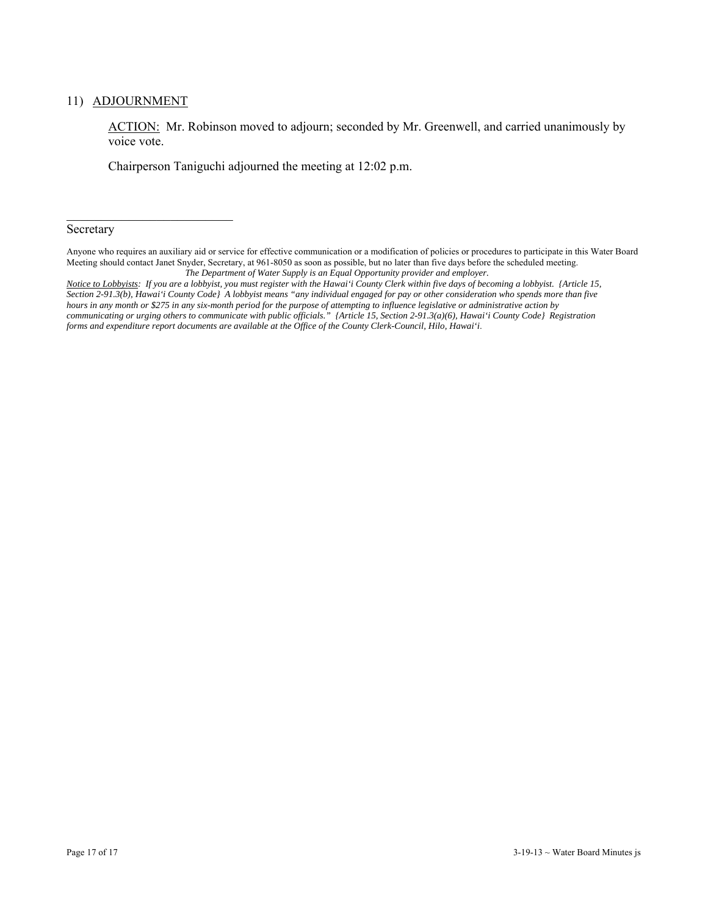11) <u>ADJOURNMENT</u>

<u>ACTION:</u> Mr. Robinson moved to adjourn; seconded by Mr. Greenwell, and carried unanimously by voice vote.

Chairperson Taniguchi adjourned the meeting at 12:02 p.m.

___________________________

Secretary

Anyone who requires an auxiliary aid or service for effective communication or a modification of policies or procedures to participate in this Water Board Meeting should contact Janet Snyder, Secretary, at 961-8050 as soon as possible, but no later than five days before the scheduled meeting.

*The Department of Water Supply is an Equal Opportunity provider and employer.*

*<u>Notice to Lobbyists</u>: If you are a lobbyist, you must register with the Hawai'i County Clerk within five days of becoming a lobbyist. {Article 15, Section 2-91.3(b), Hawai'i County Code} A lobbyist means "any individual engaged for pay or other consideration who spends more than five hours in any month or $275 in any six-month period for the purpose of attempting to influence legislative or administrative action by communicating or urging others to communicate with public officials." {Article 15, Section 2-91.3(a)(6), Hawai'i County Code} Registration forms and expenditure report documents are available at the Office of the County Clerk-Council, Hilo, Hawai'i.*